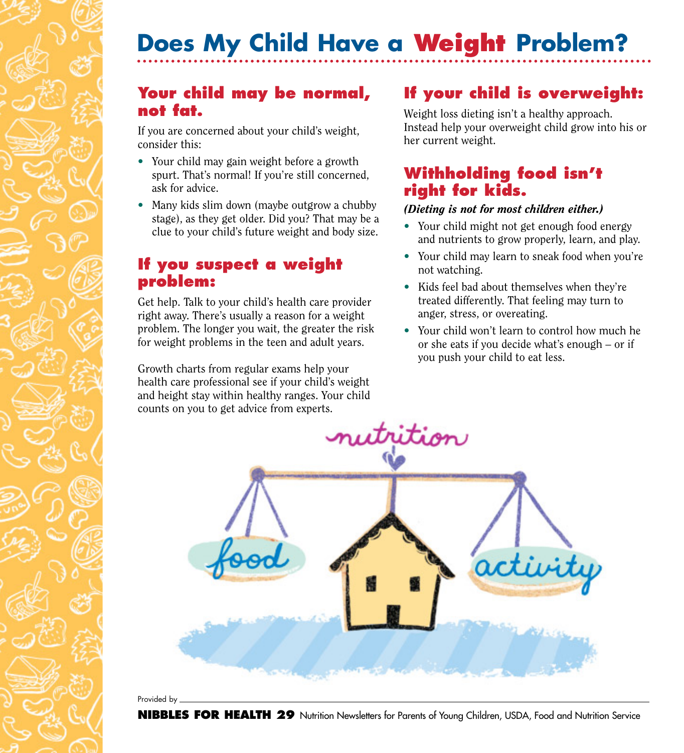# Does My Child Have a Weight Problem?

## Your child may be normal, not fat.

If you are concerned about your child's weight, consider this:

- Your child may gain weight before a growth spurt. That's normal! If you're still concerned, ask for advice.
- Many kids slim down (maybe outgrow a chubby stage), as they get older. Did you? That may be a clue to your child's future weight and body size.

## If you suspect a weight problem:

Get help. Talk to your child's health care provider right away. There's usually a reason for a weight problem. The longer you wait, the greater the risk for weight problems in the teen and adult years.

Growth charts from regular exams help your health care professional see if your child's weight and height stay within healthy ranges. Your child counts on you to get advice from experts.

## If your child is overweight:

Weight loss dieting isn't a healthy approach. Instead help your overweight child grow into his or her current weight.

## Withholding food isn't right for kids.

***(Dieting is not for most children either.)***

- Your child might not get enough food energy and nutrients to grow properly, learn, and play.
- Your child may learn to sneak food when you're not watching.
- Kids feel bad about themselves when they're treated differently. That feeling may turn to anger, stress, or overeating.
- Your child won't learn to control how much he or she eats if you decide what's enough – or if you push your child to eat less.

nutrition

food

activity

Provided by

**NIBBLES FOR HEALTH 29** Nutrition Newsletters for Parents of Young Children, USDA, Food and Nutrition Service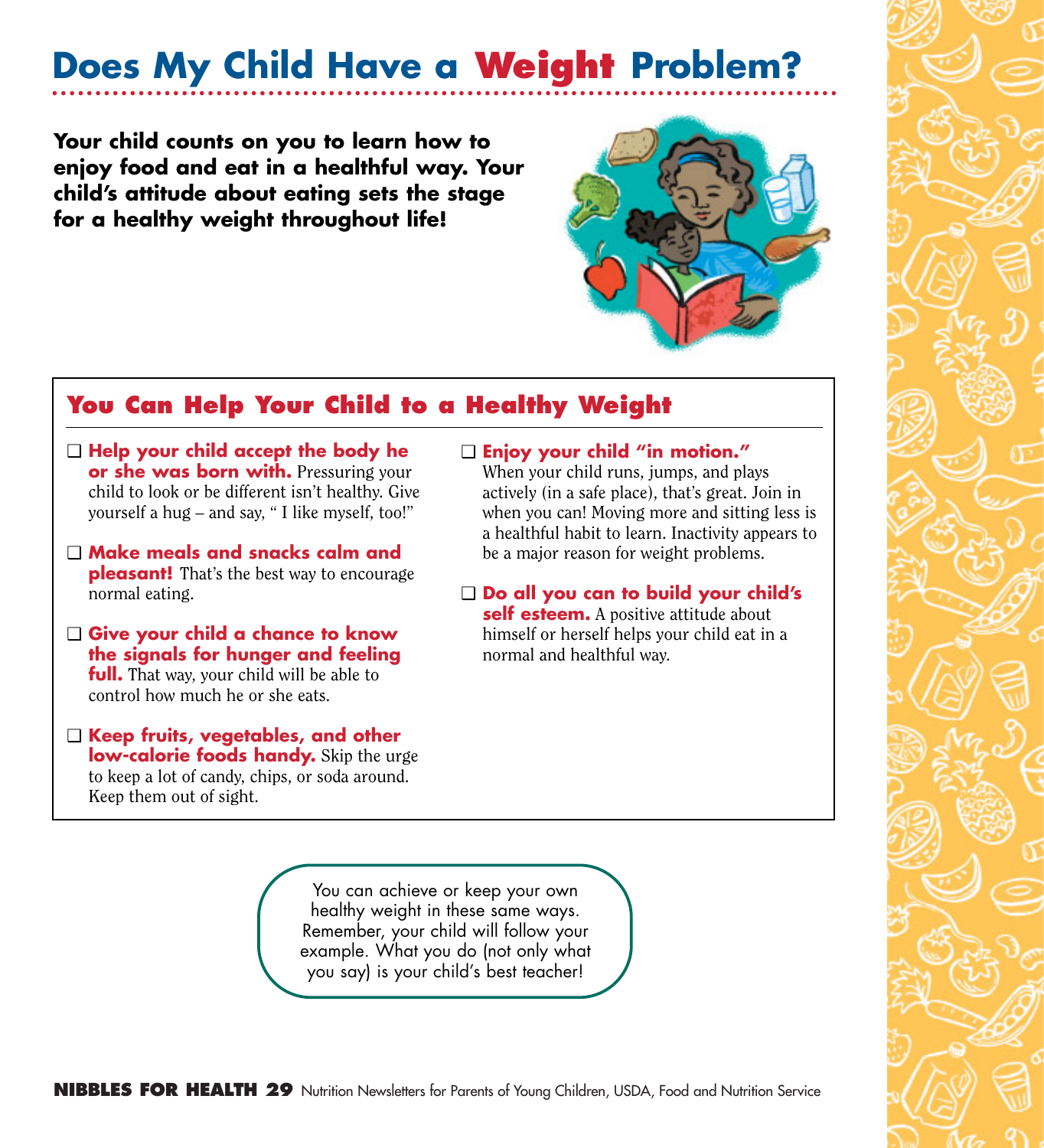# Does My Child Have a Weight Problem?

**Your child counts on you to learn how to enjoy food and eat in a healthful way. Your child's attitude about eating sets the stage for a healthy weight throughout life!**

## You Can Help Your Child to a Healthy Weight

- ❑ **Help your child accept the body he or she was born with.** Pressuring your child to look or be different isn't healthy. Give yourself a hug – and say, " I like myself, too!"
- ❑ **Make meals and snacks calm and pleasant!** That's the best way to encourage normal eating.
- ❑ **Give your child a chance to know the signals for hunger and feeling full.** That way, your child will be able to control how much he or she eats.
- ❑ **Keep fruits, vegetables, and other low-calorie foods handy.** Skip the urge to keep a lot of candy, chips, or soda around. Keep them out of sight.
- ❑ **Enjoy your child "in motion."** When your child runs, jumps, and plays actively (in a safe place), that's great. Join in when you can! Moving more and sitting less is a healthful habit to learn. Inactivity appears to be a major reason for weight problems.
- ❑ **Do all you can to build your child's self esteem.** A positive attitude about himself or herself helps your child eat in a normal and healthful way.

You can achieve or keep your own healthy weight in these same ways. Remember, your child will follow your example. What you do (not only what you say) is your child's best teacher!

**NIBBLES FOR HEALTH 29** Nutrition Newsletters for Parents of Young Children, USDA, Food and Nutrition Service